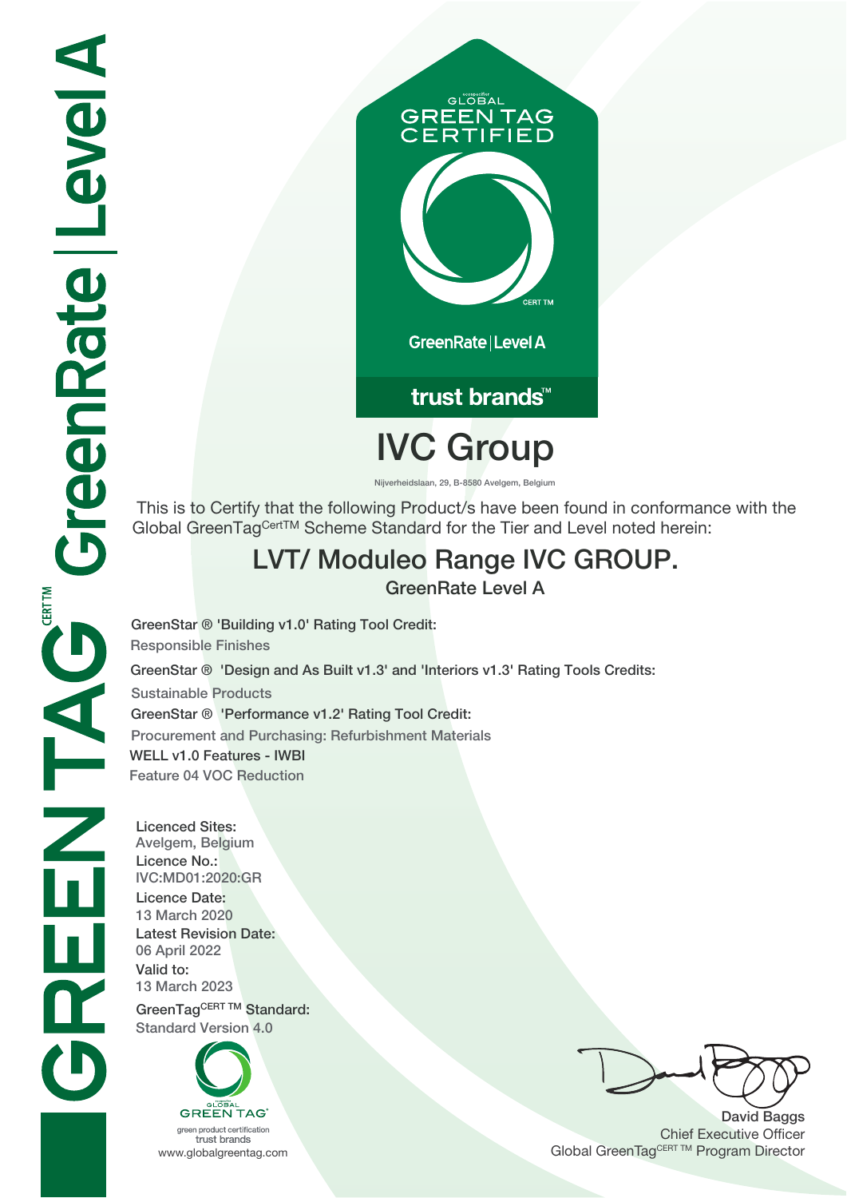GREENTAG CERT TM GreenRate | Level A

GLOBAL GREEN TAG CERTIFIED

CERT TM

GreenRate | Level A

trust brands™

# IVC Group

Nijverheidslaan, 29, B-8580 Avelgem, Belgium

This is to Certify that the following Product/s have been found in conformance with the Global GreenTag$^{CertTM}$ Scheme Standard for the Tier and Level noted herein:

## LVT/ Moduleo Range IVC GROUP.

GreenRate Level A

**GreenStar ® 'Building v1.0' Rating Tool Credit:**

Responsible Finishes

**GreenStar ® 'Design and As Built v1.3' and 'Interiors v1.3' Rating Tools Credits:**

Sustainable Products

**GreenStar ® 'Performance v1.2' Rating Tool Credit:**

Procurement and Purchasing: Refurbishment Materials

**WELL v1.0 Features - IWBI**

Feature 04 VOC Reduction

**Licenced Sites:**
Avelgem, Belgium

**Licence No.:**
IVC:MD01:2020:GR

**Licence Date:**
13 March 2020

**Latest Revision Date:**
06 April 2022

**Valid to:**
13 March 2023

**GreenTag$^{CERT\ TM}$ Standard:**
Standard Version 4.0

GLOBAL GREEN TAG
green product certification
trust brands
www.globalgreentag.com

**David Baggs**
Chief Executive Officer
Global GreenTag$^{CERT\ TM}$ Program Director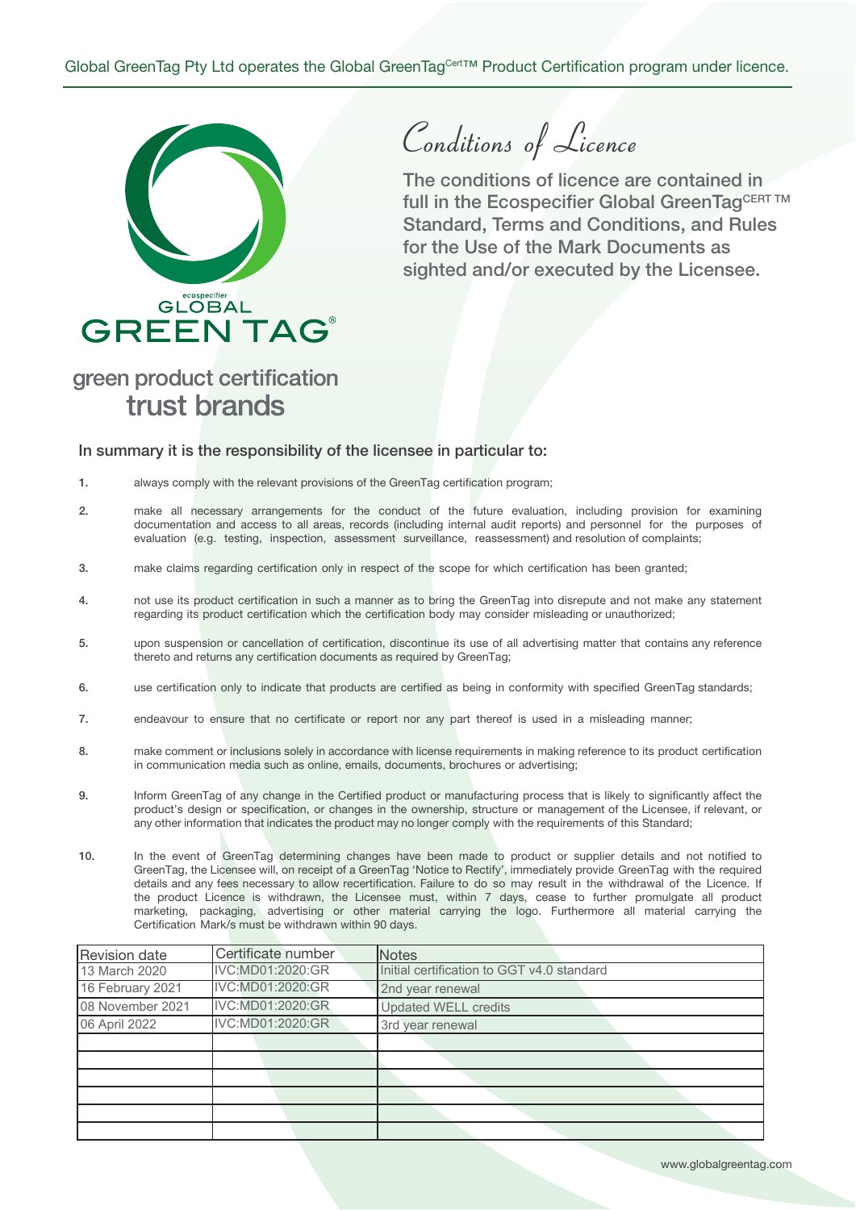Global GreenTag Pty Ltd operates the Global GreenTag[Cert™] Product Certification program under licence.

ecospecifier GLOBAL GREEN TAG®

green product certification
trust brands

# Conditions of Licence

**The conditions of licence are contained in full in the Ecospecifier Global GreenTag[CERT TM] Standard, Terms and Conditions, and Rules for the Use of the Mark Documents as sighted and/or executed by the Licensee.**

### In summary it is the responsibility of the licensee in particular to:

1. always comply with the relevant provisions of the GreenTag certification program;
2. make all necessary arrangements for the conduct of the future evaluation, including provision for examining documentation and access to all areas, records (including internal audit reports) and personnel for the purposes of evaluation (e.g. testing, inspection, assessment surveillance, reassessment) and resolution of complaints;
3. make claims regarding certification only in respect of the scope for which certification has been granted;
4. not use its product certification in such a manner as to bring the GreenTag into disrepute and not make any statement regarding its product certification which the certification body may consider misleading or unauthorized;
5. upon suspension or cancellation of certification, discontinue its use of all advertising matter that contains any reference thereto and returns any certification documents as required by GreenTag;
6. use certification only to indicate that products are certified as being in conformity with specified GreenTag standards;
7. endeavour to ensure that no certificate or report nor any part thereof is used in a misleading manner;
8. make comment or inclusions solely in accordance with license requirements in making reference to its product certification in communication media such as online, emails, documents, brochures or advertising;
9. Inform GreenTag of any change in the Certified product or manufacturing process that is likely to significantly affect the product's design or specification, or changes in the ownership, structure or management of the Licensee, if relevant, or any other information that indicates the product may no longer comply with the requirements of this Standard;
10. In the event of GreenTag determining changes have been made to product or supplier details and not notified to GreenTag, the Licensee will, on receipt of a GreenTag 'Notice to Rectify', immediately provide GreenTag with the required details and any fees necessary to allow recertification. Failure to do so may result in the withdrawal of the Licence. If the product Licence is withdrawn, the Licensee must, within 7 days, cease to further promulgate all product marketing, packaging, advertising or other material carrying the logo. Furthermore all material carrying the Certification Mark/s must be withdrawn within 90 days.

| Revision date | Certificate number | Notes |
|---|---|---|
| 13 March 2020 | IVC:MD01:2020:GR | Initial certification to GGT v4.0 standard |
| 16 February 2021 | IVC:MD01:2020:GR | 2nd year renewal |
| 08 November 2021 | IVC:MD01:2020:GR | Updated WELL credits |
| 06 April 2022 | IVC:MD01:2020:GR | 3rd year renewal |
| | | |
| | | |
| | | |
| | | |
| | | |
| | | |

www.globalgreentag.com